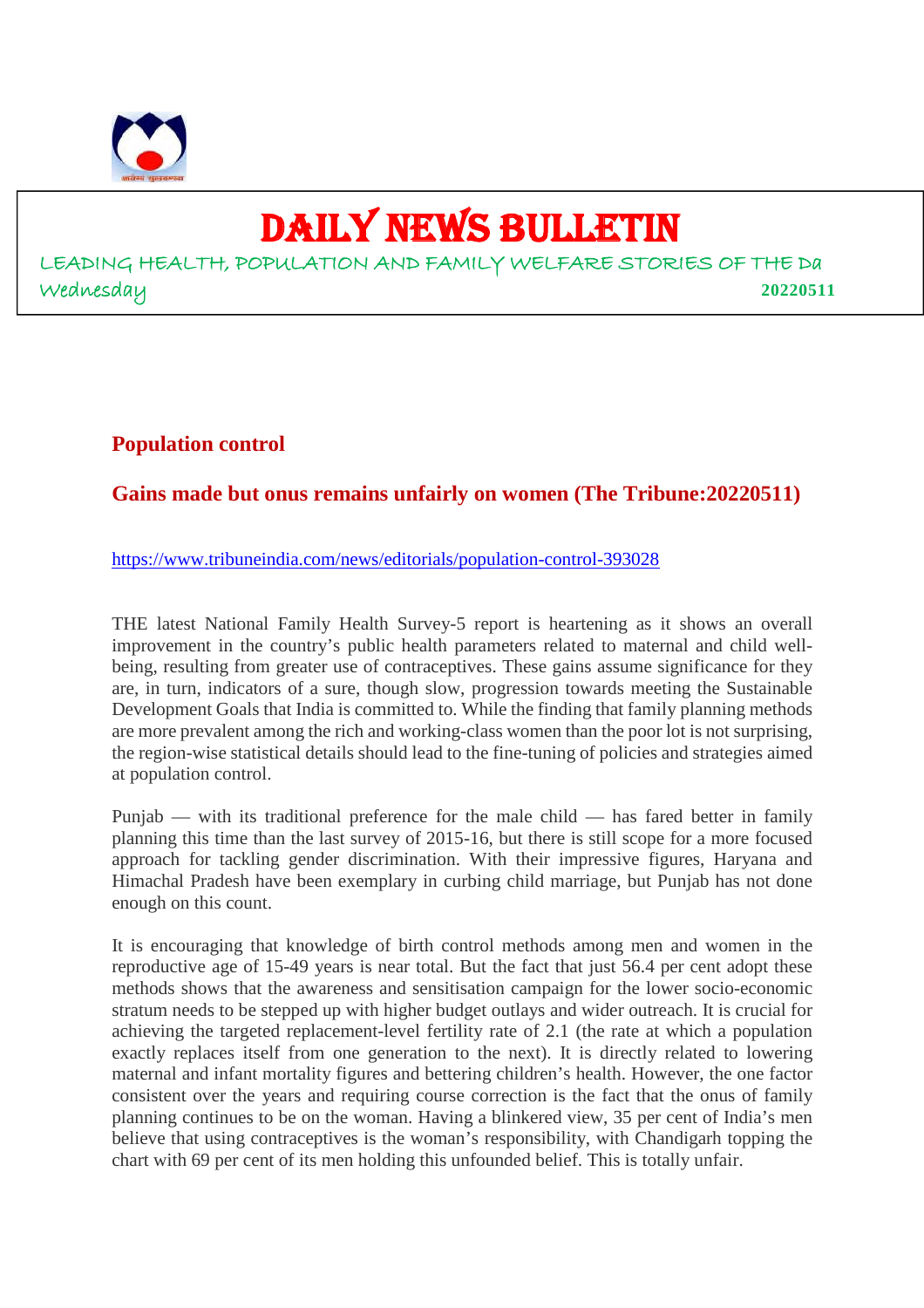# DAILY NEWS BULLETIN

LEADING HEALTH, POPULATION AND FAMILY WELFARE STORIES OF THE Da

Wednesday **20220511**

## Population control

### Gains made but onus remains unfairly on women (The Tribune:20220511)

https://www.tribuneindia.com/news/editorials/population-control-393028

THE latest National Family Health Survey-5 report is heartening as it shows an overall improvement in the country's public health parameters related to maternal and child well-being, resulting from greater use of contraceptives. These gains assume significance for they are, in turn, indicators of a sure, though slow, progression towards meeting the Sustainable Development Goals that India is committed to. While the finding that family planning methods are more prevalent among the rich and working-class women than the poor lot is not surprising, the region-wise statistical details should lead to the fine-tuning of policies and strategies aimed at population control.

Punjab — with its traditional preference for the male child — has fared better in family planning this time than the last survey of 2015-16, but there is still scope for a more focused approach for tackling gender discrimination. With their impressive figures, Haryana and Himachal Pradesh have been exemplary in curbing child marriage, but Punjab has not done enough on this count.

It is encouraging that knowledge of birth control methods among men and women in the reproductive age of 15-49 years is near total. But the fact that just 56.4 per cent adopt these methods shows that the awareness and sensitisation campaign for the lower socio-economic stratum needs to be stepped up with higher budget outlays and wider outreach. It is crucial for achieving the targeted replacement-level fertility rate of 2.1 (the rate at which a population exactly replaces itself from one generation to the next). It is directly related to lowering maternal and infant mortality figures and bettering children's health. However, the one factor consistent over the years and requiring course correction is the fact that the onus of family planning continues to be on the woman. Having a blinkered view, 35 per cent of India's men believe that using contraceptives is the woman's responsibility, with Chandigarh topping the chart with 69 per cent of its men holding this unfounded belief. This is totally unfair.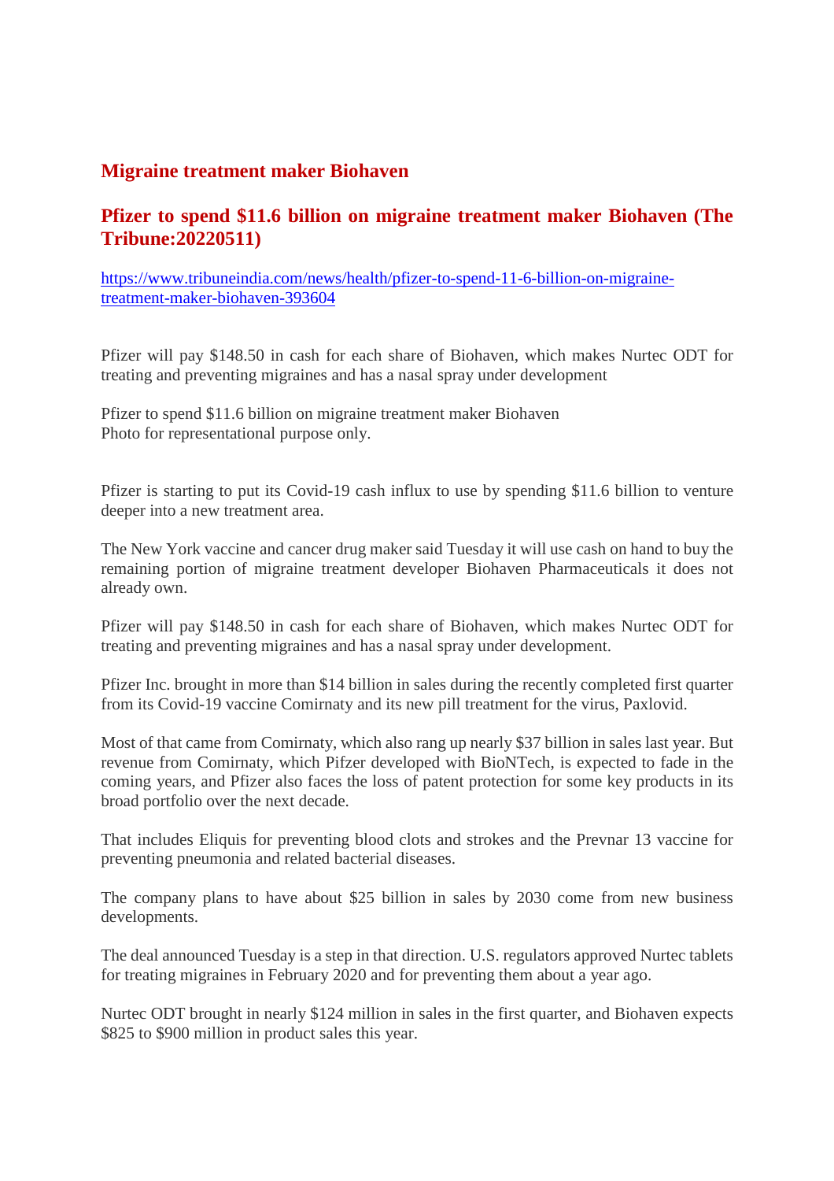## Migraine treatment maker Biohaven

## Pfizer to spend $11.6 billion on migraine treatment maker Biohaven (The Tribune:20220511)

https://www.tribuneindia.com/news/health/pfizer-to-spend-11-6-billion-on-migraine-treatment-maker-biohaven-393604

Pfizer will pay $148.50 in cash for each share of Biohaven, which makes Nurtec ODT for treating and preventing migraines and has a nasal spray under development

Pfizer to spend $11.6 billion on migraine treatment maker Biohaven
Photo for representational purpose only.

Pfizer is starting to put its Covid-19 cash influx to use by spending $11.6 billion to venture deeper into a new treatment area.

The New York vaccine and cancer drug maker said Tuesday it will use cash on hand to buy the remaining portion of migraine treatment developer Biohaven Pharmaceuticals it does not already own.

Pfizer will pay $148.50 in cash for each share of Biohaven, which makes Nurtec ODT for treating and preventing migraines and has a nasal spray under development.

Pfizer Inc. brought in more than $14 billion in sales during the recently completed first quarter from its Covid-19 vaccine Comirnaty and its new pill treatment for the virus, Paxlovid.

Most of that came from Comirnaty, which also rang up nearly $37 billion in sales last year. But revenue from Comirnaty, which Pfizer developed with BioNTech, is expected to fade in the coming years, and Pfizer also faces the loss of patent protection for some key products in its broad portfolio over the next decade.

That includes Eliquis for preventing blood clots and strokes and the Prevnar 13 vaccine for preventing pneumonia and related bacterial diseases.

The company plans to have about $25 billion in sales by 2030 come from new business developments.

The deal announced Tuesday is a step in that direction. U.S. regulators approved Nurtec tablets for treating migraines in February 2020 and for preventing them about a year ago.

Nurtec ODT brought in nearly $124 million in sales in the first quarter, and Biohaven expects $825 to $900 million in product sales this year.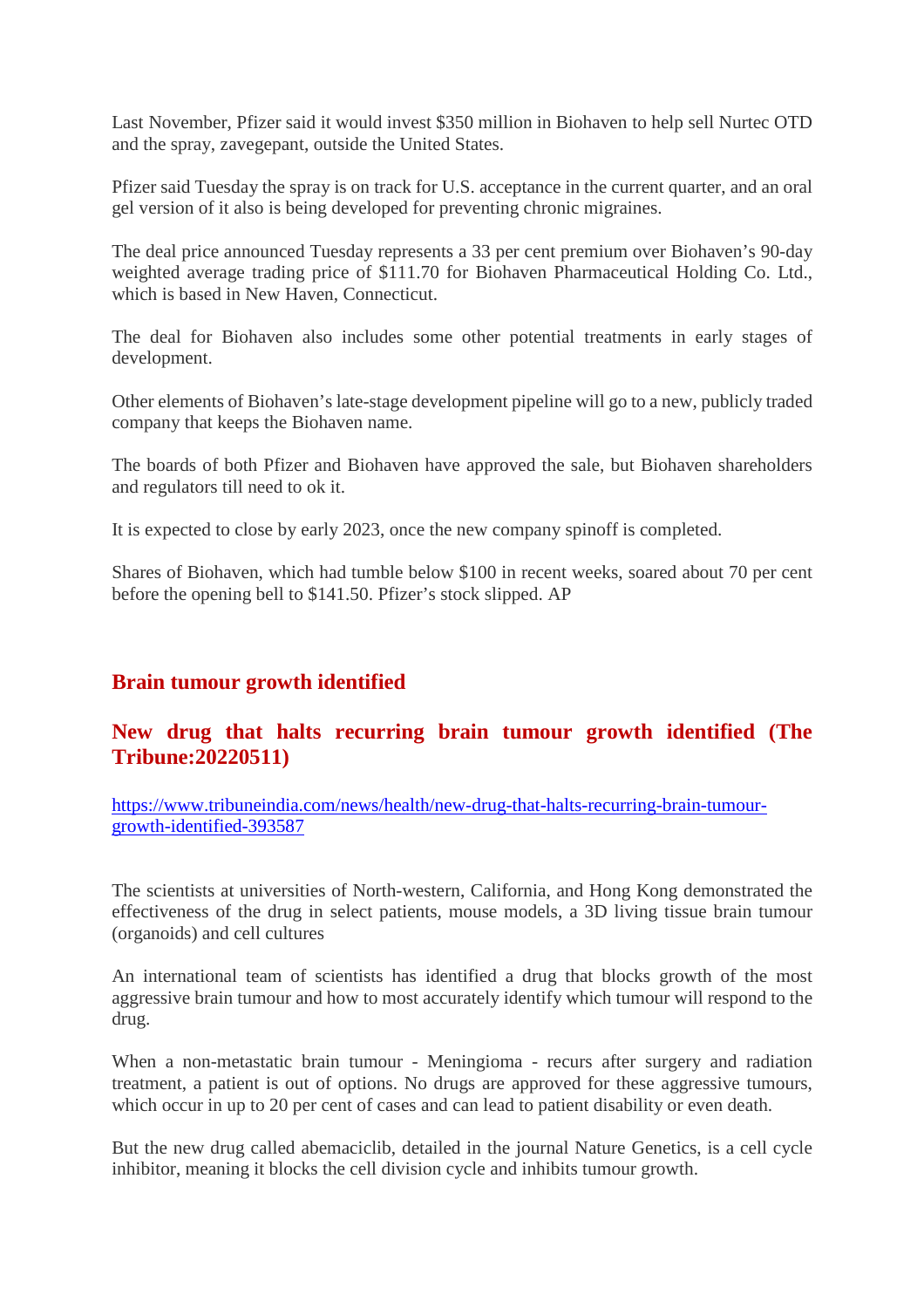Last November, Pfizer said it would invest $350 million in Biohaven to help sell Nurtec OTD and the spray, zavegepant, outside the United States.

Pfizer said Tuesday the spray is on track for U.S. acceptance in the current quarter, and an oral gel version of it also is being developed for preventing chronic migraines.

The deal price announced Tuesday represents a 33 per cent premium over Biohaven's 90-day weighted average trading price of $111.70 for Biohaven Pharmaceutical Holding Co. Ltd., which is based in New Haven, Connecticut.

The deal for Biohaven also includes some other potential treatments in early stages of development.

Other elements of Biohaven's late-stage development pipeline will go to a new, publicly traded company that keeps the Biohaven name.

The boards of both Pfizer and Biohaven have approved the sale, but Biohaven shareholders and regulators till need to ok it.

It is expected to close by early 2023, once the new company spinoff is completed.

Shares of Biohaven, which had tumble below $100 in recent weeks, soared about 70 per cent before the opening bell to $141.50. Pfizer's stock slipped. AP

## Brain tumour growth identified

## New drug that halts recurring brain tumour growth identified (The Tribune:20220511)

https://www.tribuneindia.com/news/health/new-drug-that-halts-recurring-brain-tumour-growth-identified-393587

The scientists at universities of North-western, California, and Hong Kong demonstrated the effectiveness of the drug in select patients, mouse models, a 3D living tissue brain tumour (organoids) and cell cultures

An international team of scientists has identified a drug that blocks growth of the most aggressive brain tumour and how to most accurately identify which tumour will respond to the drug.

When a non-metastatic brain tumour - Meningioma - recurs after surgery and radiation treatment, a patient is out of options. No drugs are approved for these aggressive tumours, which occur in up to 20 per cent of cases and can lead to patient disability or even death.

But the new drug called abemaciclib, detailed in the journal Nature Genetics, is a cell cycle inhibitor, meaning it blocks the cell division cycle and inhibits tumour growth.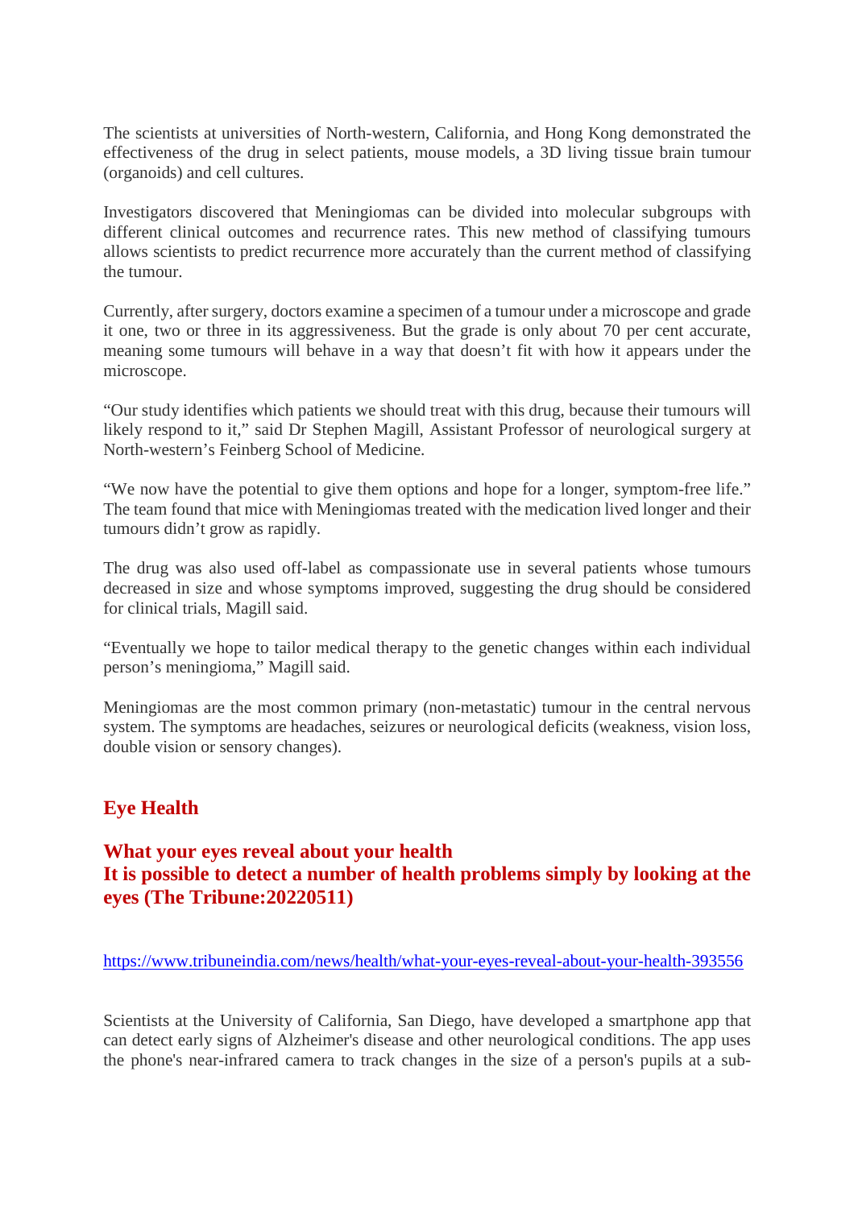The scientists at universities of North-western, California, and Hong Kong demonstrated the effectiveness of the drug in select patients, mouse models, a 3D living tissue brain tumour (organoids) and cell cultures.

Investigators discovered that Meningiomas can be divided into molecular subgroups with different clinical outcomes and recurrence rates. This new method of classifying tumours allows scientists to predict recurrence more accurately than the current method of classifying the tumour.

Currently, after surgery, doctors examine a specimen of a tumour under a microscope and grade it one, two or three in its aggressiveness. But the grade is only about 70 per cent accurate, meaning some tumours will behave in a way that doesn't fit with how it appears under the microscope.

"Our study identifies which patients we should treat with this drug, because their tumours will likely respond to it," said Dr Stephen Magill, Assistant Professor of neurological surgery at North-western's Feinberg School of Medicine.

"We now have the potential to give them options and hope for a longer, symptom-free life." The team found that mice with Meningiomas treated with the medication lived longer and their tumours didn't grow as rapidly.

The drug was also used off-label as compassionate use in several patients whose tumours decreased in size and whose symptoms improved, suggesting the drug should be considered for clinical trials, Magill said.

"Eventually we hope to tailor medical therapy to the genetic changes within each individual person's meningioma," Magill said.

Meningiomas are the most common primary (non-metastatic) tumour in the central nervous system. The symptoms are headaches, seizures or neurological deficits (weakness, vision loss, double vision or sensory changes).

## Eye Health

### What your eyes reveal about your health
### It is possible to detect a number of health problems simply by looking at the eyes (The Tribune:20220511)

https://www.tribuneindia.com/news/health/what-your-eyes-reveal-about-your-health-393556

Scientists at the University of California, San Diego, have developed a smartphone app that can detect early signs of Alzheimer's disease and other neurological conditions. The app uses the phone's near-infrared camera to track changes in the size of a person's pupils at a sub-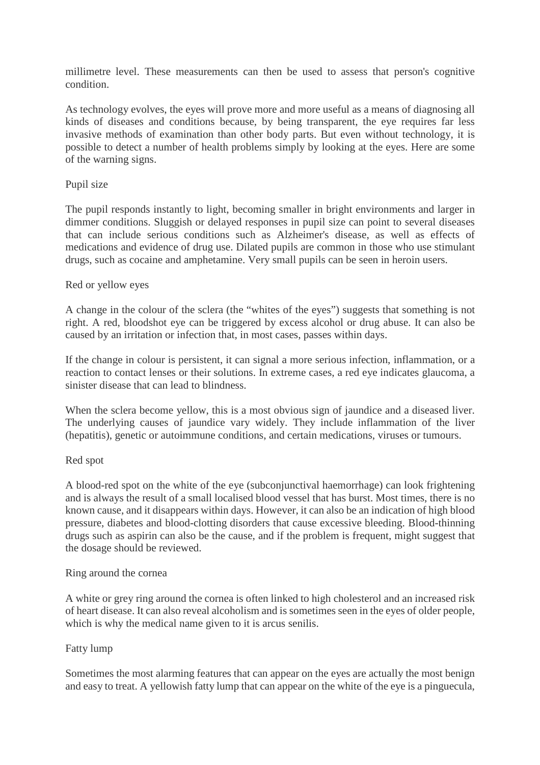millimetre level. These measurements can then be used to assess that person's cognitive condition.

As technology evolves, the eyes will prove more and more useful as a means of diagnosing all kinds of diseases and conditions because, by being transparent, the eye requires far less invasive methods of examination than other body parts. But even without technology, it is possible to detect a number of health problems simply by looking at the eyes. Here are some of the warning signs.

Pupil size

The pupil responds instantly to light, becoming smaller in bright environments and larger in dimmer conditions. Sluggish or delayed responses in pupil size can point to several diseases that can include serious conditions such as Alzheimer's disease, as well as effects of medications and evidence of drug use. Dilated pupils are common in those who use stimulant drugs, such as cocaine and amphetamine. Very small pupils can be seen in heroin users.

Red or yellow eyes

A change in the colour of the sclera (the "whites of the eyes") suggests that something is not right. A red, bloodshot eye can be triggered by excess alcohol or drug abuse. It can also be caused by an irritation or infection that, in most cases, passes within days.

If the change in colour is persistent, it can signal a more serious infection, inflammation, or a reaction to contact lenses or their solutions. In extreme cases, a red eye indicates glaucoma, a sinister disease that can lead to blindness.

When the sclera become yellow, this is a most obvious sign of jaundice and a diseased liver. The underlying causes of jaundice vary widely. They include inflammation of the liver (hepatitis), genetic or autoimmune conditions, and certain medications, viruses or tumours.

Red spot

A blood-red spot on the white of the eye (subconjunctival haemorrhage) can look frightening and is always the result of a small localised blood vessel that has burst. Most times, there is no known cause, and it disappears within days. However, it can also be an indication of high blood pressure, diabetes and blood-clotting disorders that cause excessive bleeding. Blood-thinning drugs such as aspirin can also be the cause, and if the problem is frequent, might suggest that the dosage should be reviewed.

Ring around the cornea

A white or grey ring around the cornea is often linked to high cholesterol and an increased risk of heart disease. It can also reveal alcoholism and is sometimes seen in the eyes of older people, which is why the medical name given to it is arcus senilis.

Fatty lump

Sometimes the most alarming features that can appear on the eyes are actually the most benign and easy to treat. A yellowish fatty lump that can appear on the white of the eye is a pinguecula,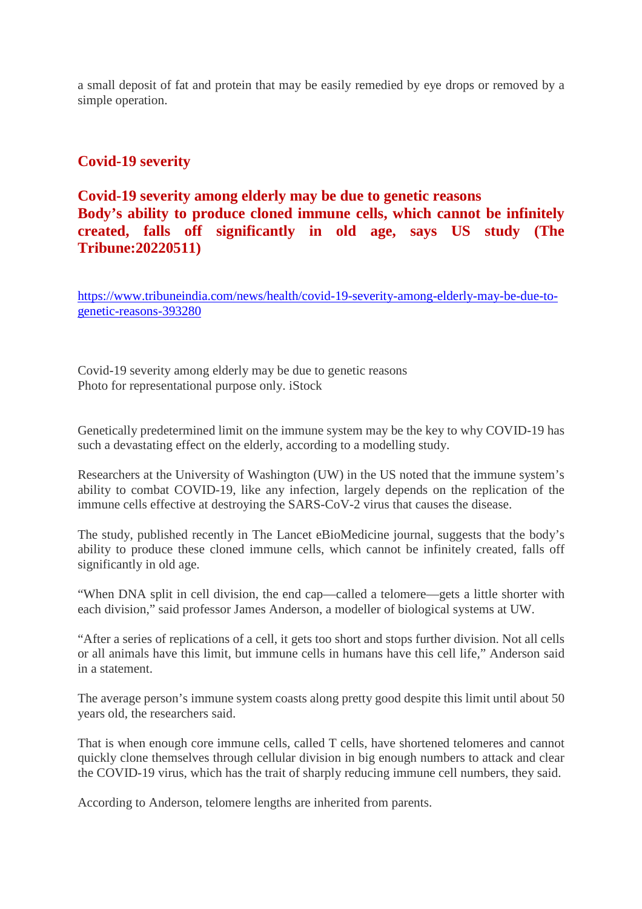a small deposit of fat and protein that may be easily remedied by eye drops or removed by a simple operation.

## Covid-19 severity

### Covid-19 severity among elderly may be due to genetic reasons Body's ability to produce cloned immune cells, which cannot be infinitely created, falls off significantly in old age, says US study (The Tribune:20220511)

https://www.tribuneindia.com/news/health/covid-19-severity-among-elderly-may-be-due-to-genetic-reasons-393280

Covid-19 severity among elderly may be due to genetic reasons
Photo for representational purpose only. iStock

Genetically predetermined limit on the immune system may be the key to why COVID-19 has such a devastating effect on the elderly, according to a modelling study.

Researchers at the University of Washington (UW) in the US noted that the immune system's ability to combat COVID-19, like any infection, largely depends on the replication of the immune cells effective at destroying the SARS-CoV-2 virus that causes the disease.

The study, published recently in The Lancet eBioMedicine journal, suggests that the body's ability to produce these cloned immune cells, which cannot be infinitely created, falls off significantly in old age.

"When DNA split in cell division, the end cap—called a telomere—gets a little shorter with each division," said professor James Anderson, a modeller of biological systems at UW.

"After a series of replications of a cell, it gets too short and stops further division. Not all cells or all animals have this limit, but immune cells in humans have this cell life," Anderson said in a statement.

The average person's immune system coasts along pretty good despite this limit until about 50 years old, the researchers said.

That is when enough core immune cells, called T cells, have shortened telomeres and cannot quickly clone themselves through cellular division in big enough numbers to attack and clear the COVID-19 virus, which has the trait of sharply reducing immune cell numbers, they said.

According to Anderson, telomere lengths are inherited from parents.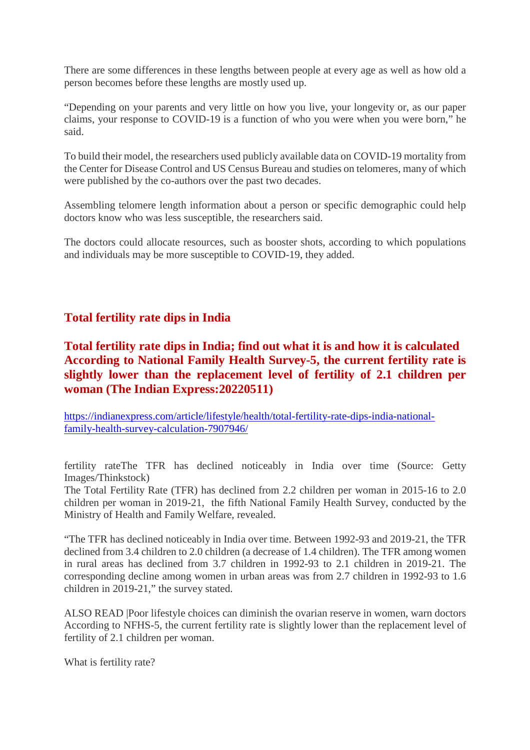There are some differences in these lengths between people at every age as well as how old a person becomes before these lengths are mostly used up.

"Depending on your parents and very little on how you live, your longevity or, as our paper claims, your response to COVID-19 is a function of who you were when you were born," he said.

To build their model, the researchers used publicly available data on COVID-19 mortality from the Center for Disease Control and US Census Bureau and studies on telomeres, many of which were published by the co-authors over the past two decades.

Assembling telomere length information about a person or specific demographic could help doctors know who was less susceptible, the researchers said.

The doctors could allocate resources, such as booster shots, according to which populations and individuals may be more susceptible to COVID-19, they added.

## Total fertility rate dips in India

## Total fertility rate dips in India; find out what it is and how it is calculated According to National Family Health Survey-5, the current fertility rate is slightly lower than the replacement level of fertility of 2.1 children per woman (The Indian Express:20220511)

https://indianexpress.com/article/lifestyle/health/total-fertility-rate-dips-india-national-family-health-survey-calculation-7907946/

fertility rateThe TFR has declined noticeably in India over time (Source: Getty Images/Thinkstock)
The Total Fertility Rate (TFR) has declined from 2.2 children per woman in 2015-16 to 2.0 children per woman in 2019-21, the fifth National Family Health Survey, conducted by the Ministry of Health and Family Welfare, revealed.

"The TFR has declined noticeably in India over time. Between 1992-93 and 2019-21, the TFR declined from 3.4 children to 2.0 children (a decrease of 1.4 children). The TFR among women in rural areas has declined from 3.7 children in 1992-93 to 2.1 children in 2019-21. The corresponding decline among women in urban areas was from 2.7 children in 1992-93 to 1.6 children in 2019-21," the survey stated.

ALSO READ |Poor lifestyle choices can diminish the ovarian reserve in women, warn doctors
According to NFHS-5, the current fertility rate is slightly lower than the replacement level of fertility of 2.1 children per woman.

What is fertility rate?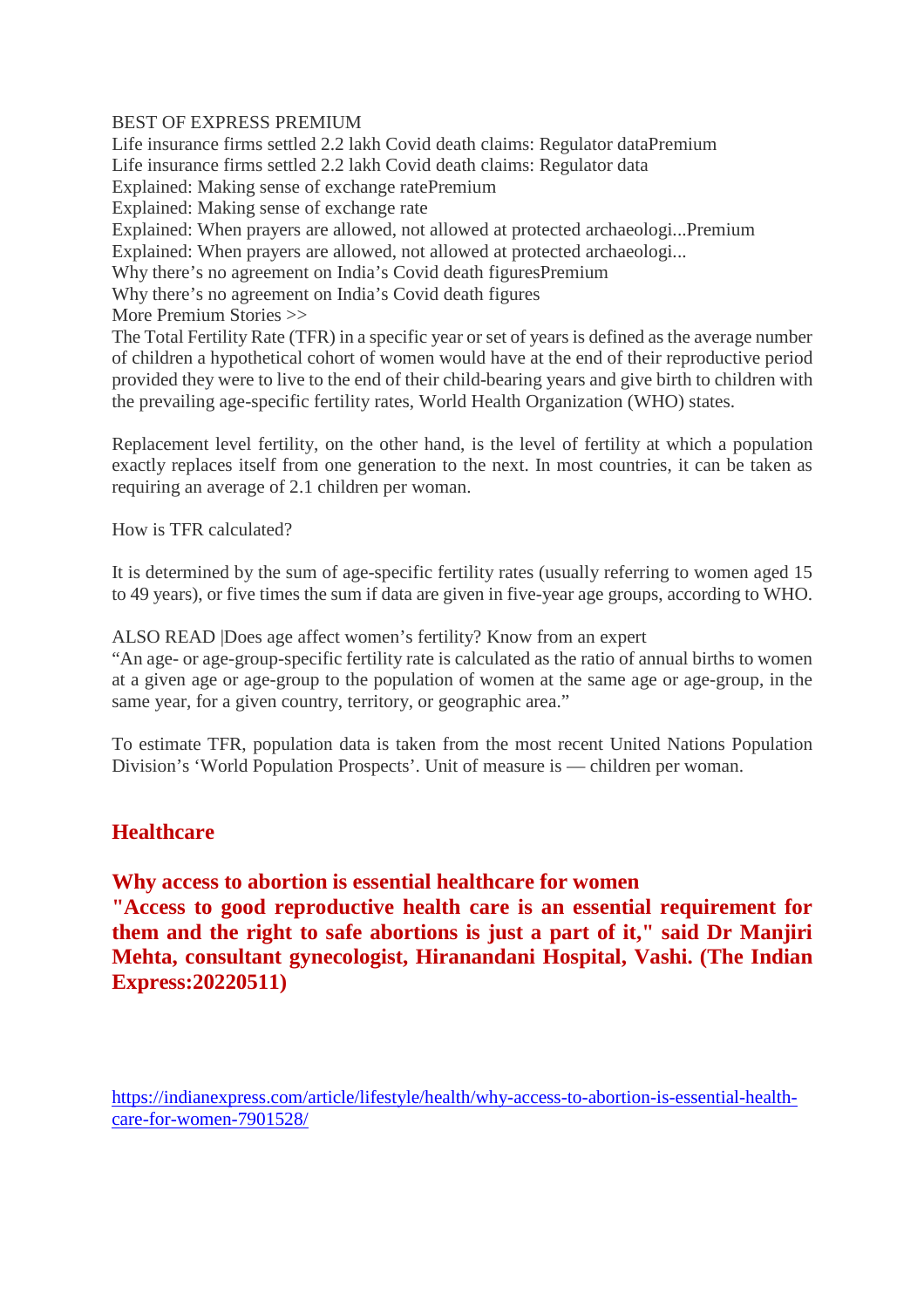BEST OF EXPRESS PREMIUM
Life insurance firms settled 2.2 lakh Covid death claims: Regulator dataPremium
Life insurance firms settled 2.2 lakh Covid death claims: Regulator data
Explained: Making sense of exchange ratePremium
Explained: Making sense of exchange rate
Explained: When prayers are allowed, not allowed at protected archaeologi...Premium
Explained: When prayers are allowed, not allowed at protected archaeologi...
Why there's no agreement on India's Covid death figuresPremium
Why there's no agreement on India's Covid death figures
More Premium Stories >>
The Total Fertility Rate (TFR) in a specific year or set of years is defined as the average number of children a hypothetical cohort of women would have at the end of their reproductive period provided they were to live to the end of their child-bearing years and give birth to children with the prevailing age-specific fertility rates, World Health Organization (WHO) states.

Replacement level fertility, on the other hand, is the level of fertility at which a population exactly replaces itself from one generation to the next. In most countries, it can be taken as requiring an average of 2.1 children per woman.

How is TFR calculated?

It is determined by the sum of age-specific fertility rates (usually referring to women aged 15 to 49 years), or five times the sum if data are given in five-year age groups, according to WHO.

ALSO READ |Does age affect women's fertility? Know from an expert
"An age- or age-group-specific fertility rate is calculated as the ratio of annual births to women at a given age or age-group to the population of women at the same age or age-group, in the same year, for a given country, territory, or geographic area."

To estimate TFR, population data is taken from the most recent United Nations Population Division's 'World Population Prospects'. Unit of measure is — children per woman.

## Healthcare

**Why access to abortion is essential healthcare for women**
**"Access to good reproductive health care is an essential requirement for them and the right to safe abortions is just a part of it," said Dr Manjiri Mehta, consultant gynecologist, Hiranandani Hospital, Vashi. (The Indian Express:20220511)**

https://indianexpress.com/article/lifestyle/health/why-access-to-abortion-is-essential-health-care-for-women-7901528/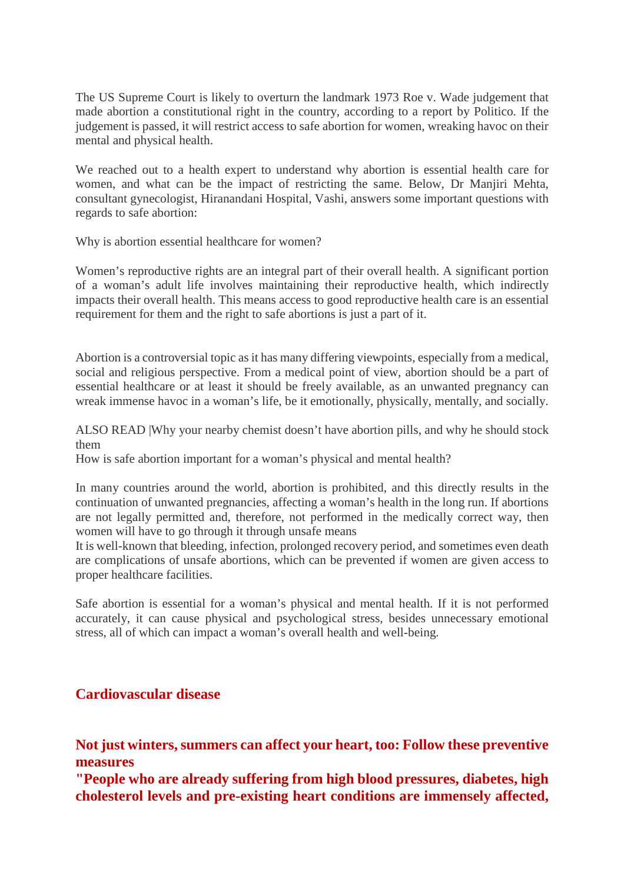The US Supreme Court is likely to overturn the landmark 1973 Roe v. Wade judgement that made abortion a constitutional right in the country, according to a report by Politico. If the judgement is passed, it will restrict access to safe abortion for women, wreaking havoc on their mental and physical health.

We reached out to a health expert to understand why abortion is essential health care for women, and what can be the impact of restricting the same. Below, Dr Manjiri Mehta, consultant gynecologist, Hiranandani Hospital, Vashi, answers some important questions with regards to safe abortion:

Why is abortion essential healthcare for women?

Women's reproductive rights are an integral part of their overall health. A significant portion of a woman's adult life involves maintaining their reproductive health, which indirectly impacts their overall health. This means access to good reproductive health care is an essential requirement for them and the right to safe abortions is just a part of it.

Abortion is a controversial topic as it has many differing viewpoints, especially from a medical, social and religious perspective. From a medical point of view, abortion should be a part of essential healthcare or at least it should be freely available, as an unwanted pregnancy can wreak immense havoc in a woman's life, be it emotionally, physically, mentally, and socially.

ALSO READ |Why your nearby chemist doesn't have abortion pills, and why he should stock them

How is safe abortion important for a woman's physical and mental health?

In many countries around the world, abortion is prohibited, and this directly results in the continuation of unwanted pregnancies, affecting a woman's health in the long run. If abortions are not legally permitted and, therefore, not performed in the medically correct way, then women will have to go through it through unsafe means

It is well-known that bleeding, infection, prolonged recovery period, and sometimes even death are complications of unsafe abortions, which can be prevented if women are given access to proper healthcare facilities.

Safe abortion is essential for a woman's physical and mental health. If it is not performed accurately, it can cause physical and psychological stress, besides unnecessary emotional stress, all of which can impact a woman's overall health and well-being.

## Cardiovascular disease

## Not just winters, summers can affect your heart, too: Follow these preventive measures

**"People who are already suffering from high blood pressures, diabetes, high cholesterol levels and pre-existing heart conditions are immensely affected,**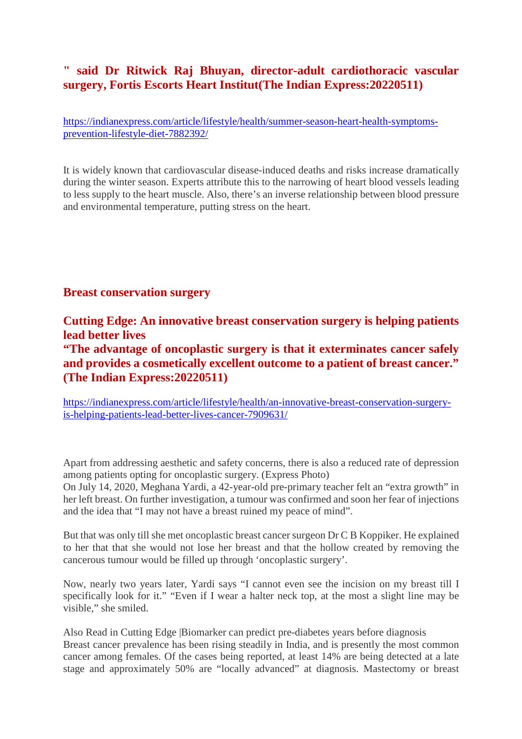**" said Dr Ritwick Raj Bhuyan, director-adult cardiothoracic vascular surgery, Fortis Escorts Heart Institut(The Indian Express:20220511)**

https://indianexpress.com/article/lifestyle/health/summer-season-heart-health-symptoms-prevention-lifestyle-diet-7882392/

It is widely known that cardiovascular disease-induced deaths and risks increase dramatically during the winter season. Experts attribute this to the narrowing of heart blood vessels leading to less supply to the heart muscle. Also, there's an inverse relationship between blood pressure and environmental temperature, putting stress on the heart.

## Breast conservation surgery

**Cutting Edge: An innovative breast conservation surgery is helping patients lead better lives**
**"The advantage of oncoplastic surgery is that it exterminates cancer safely and provides a cosmetically excellent outcome to a patient of breast cancer." (The Indian Express:20220511)**

https://indianexpress.com/article/lifestyle/health/an-innovative-breast-conservation-surgery-is-helping-patients-lead-better-lives-cancer-7909631/

Apart from addressing aesthetic and safety concerns, there is also a reduced rate of depression among patients opting for oncoplastic surgery. (Express Photo)
On July 14, 2020, Meghana Yardi, a 42-year-old pre-primary teacher felt an "extra growth" in her left breast. On further investigation, a tumour was confirmed and soon her fear of injections and the idea that "I may not have a breast ruined my peace of mind".

But that was only till she met oncoplastic breast cancer surgeon Dr C B Koppiker. He explained to her that that she would not lose her breast and that the hollow created by removing the cancerous tumour would be filled up through 'oncoplastic surgery'.

Now, nearly two years later, Yardi says "I cannot even see the incision on my breast till I specifically look for it." "Even if I wear a halter neck top, at the most a slight line may be visible," she smiled.

Also Read in Cutting Edge |Biomarker can predict pre-diabetes years before diagnosis
Breast cancer prevalence has been rising steadily in India, and is presently the most common cancer among females. Of the cases being reported, at least 14% are being detected at a late stage and approximately 50% are "locally advanced" at diagnosis. Mastectomy or breast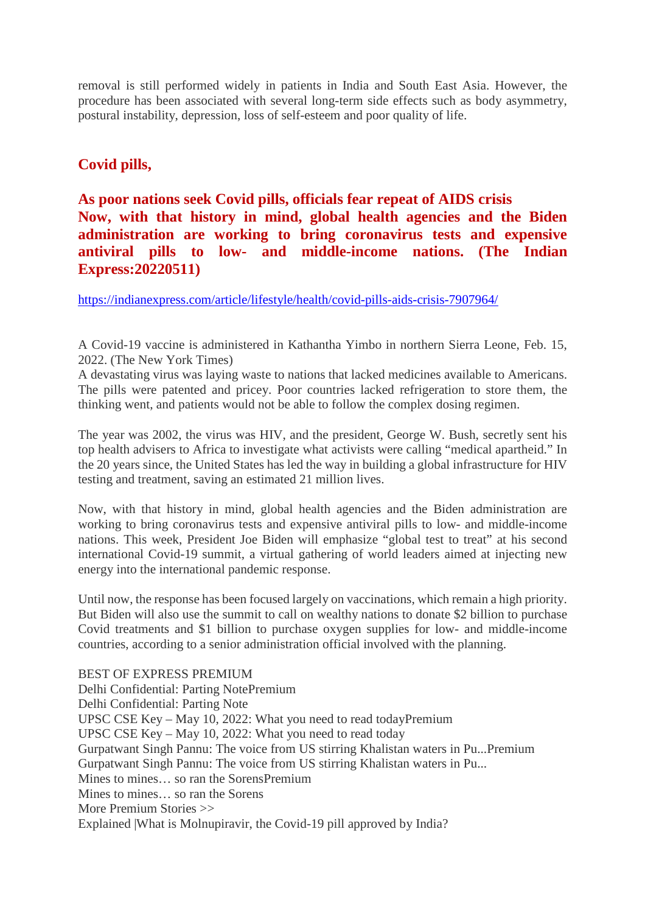removal is still performed widely in patients in India and South East Asia. However, the procedure has been associated with several long-term side effects such as body asymmetry, postural instability, depression, loss of self-esteem and poor quality of life.

## Covid pills,

## As poor nations seek Covid pills, officials fear repeat of AIDS crisis Now, with that history in mind, global health agencies and the Biden administration are working to bring coronavirus tests and expensive antiviral pills to low- and middle-income nations. (The Indian Express:20220511)

https://indianexpress.com/article/lifestyle/health/covid-pills-aids-crisis-7907964/

A Covid-19 vaccine is administered in Kathantha Yimbo in northern Sierra Leone, Feb. 15, 2022. (The New York Times)
A devastating virus was laying waste to nations that lacked medicines available to Americans. The pills were patented and pricey. Poor countries lacked refrigeration to store them, the thinking went, and patients would not be able to follow the complex dosing regimen.

The year was 2002, the virus was HIV, and the president, George W. Bush, secretly sent his top health advisers to Africa to investigate what activists were calling "medical apartheid." In the 20 years since, the United States has led the way in building a global infrastructure for HIV testing and treatment, saving an estimated 21 million lives.

Now, with that history in mind, global health agencies and the Biden administration are working to bring coronavirus tests and expensive antiviral pills to low- and middle-income nations. This week, President Joe Biden will emphasize "global test to treat" at his second international Covid-19 summit, a virtual gathering of world leaders aimed at injecting new energy into the international pandemic response.

Until now, the response has been focused largely on vaccinations, which remain a high priority. But Biden will also use the summit to call on wealthy nations to donate $2 billion to purchase Covid treatments and $1 billion to purchase oxygen supplies for low- and middle-income countries, according to a senior administration official involved with the planning.

BEST OF EXPRESS PREMIUM
Delhi Confidential: Parting NotePremium
Delhi Confidential: Parting Note
UPSC CSE Key – May 10, 2022: What you need to read todayPremium
UPSC CSE Key – May 10, 2022: What you need to read today
Gurpatwant Singh Pannu: The voice from US stirring Khalistan waters in Pu...Premium
Gurpatwant Singh Pannu: The voice from US stirring Khalistan waters in Pu...
Mines to mines… so ran the SorensPremium
Mines to mines… so ran the Sorens
More Premium Stories >>
Explained |What is Molnupiravir, the Covid-19 pill approved by India?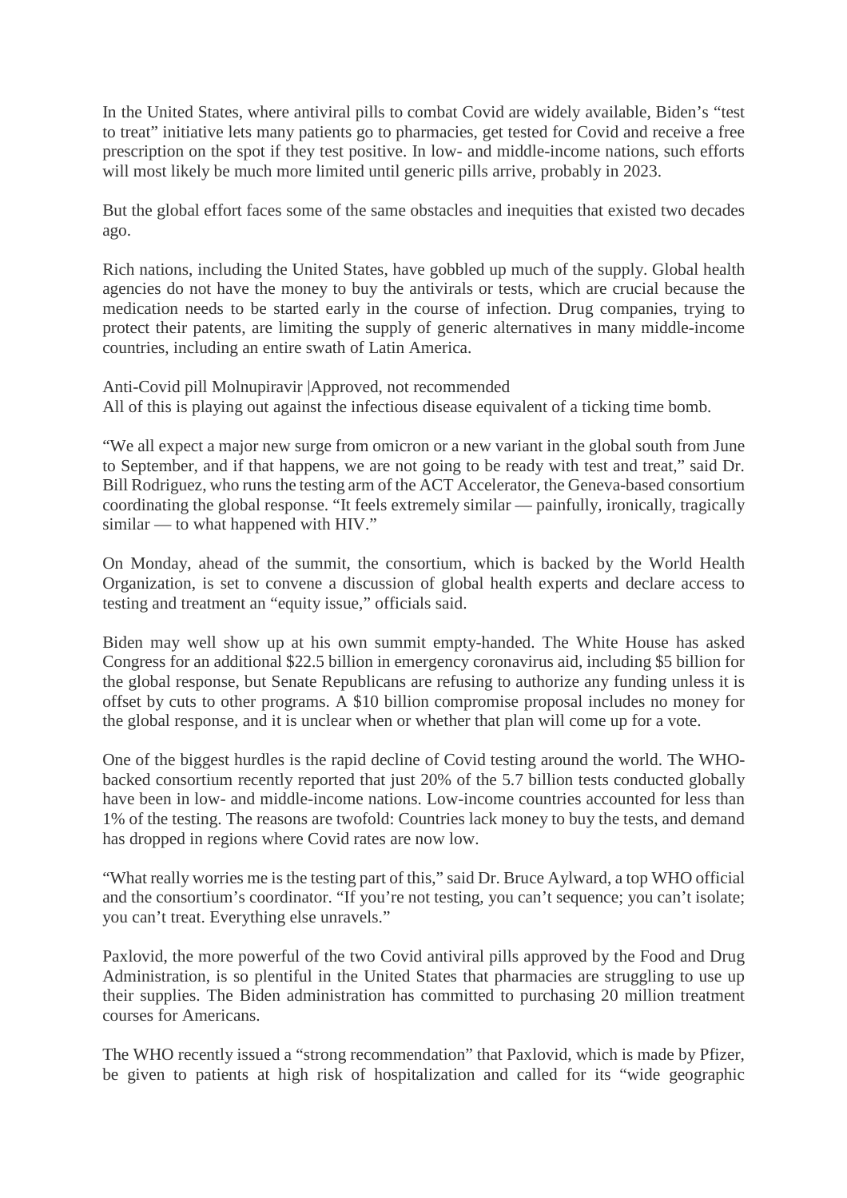In the United States, where antiviral pills to combat Covid are widely available, Biden's "test to treat" initiative lets many patients go to pharmacies, get tested for Covid and receive a free prescription on the spot if they test positive. In low- and middle-income nations, such efforts will most likely be much more limited until generic pills arrive, probably in 2023.

But the global effort faces some of the same obstacles and inequities that existed two decades ago.

Rich nations, including the United States, have gobbled up much of the supply. Global health agencies do not have the money to buy the antivirals or tests, which are crucial because the medication needs to be started early in the course of infection. Drug companies, trying to protect their patents, are limiting the supply of generic alternatives in many middle-income countries, including an entire swath of Latin America.

Anti-Covid pill Molnupiravir |Approved, not recommended
All of this is playing out against the infectious disease equivalent of a ticking time bomb.

"We all expect a major new surge from omicron or a new variant in the global south from June to September, and if that happens, we are not going to be ready with test and treat," said Dr. Bill Rodriguez, who runs the testing arm of the ACT Accelerator, the Geneva-based consortium coordinating the global response. "It feels extremely similar — painfully, ironically, tragically similar — to what happened with HIV."

On Monday, ahead of the summit, the consortium, which is backed by the World Health Organization, is set to convene a discussion of global health experts and declare access to testing and treatment an "equity issue," officials said.

Biden may well show up at his own summit empty-handed. The White House has asked Congress for an additional $22.5 billion in emergency coronavirus aid, including $5 billion for the global response, but Senate Republicans are refusing to authorize any funding unless it is offset by cuts to other programs. A $10 billion compromise proposal includes no money for the global response, and it is unclear when or whether that plan will come up for a vote.

One of the biggest hurdles is the rapid decline of Covid testing around the world. The WHO-backed consortium recently reported that just 20% of the 5.7 billion tests conducted globally have been in low- and middle-income nations. Low-income countries accounted for less than 1% of the testing. The reasons are twofold: Countries lack money to buy the tests, and demand has dropped in regions where Covid rates are now low.

"What really worries me is the testing part of this," said Dr. Bruce Aylward, a top WHO official and the consortium's coordinator. "If you're not testing, you can't sequence; you can't isolate; you can't treat. Everything else unravels."

Paxlovid, the more powerful of the two Covid antiviral pills approved by the Food and Drug Administration, is so plentiful in the United States that pharmacies are struggling to use up their supplies. The Biden administration has committed to purchasing 20 million treatment courses for Americans.

The WHO recently issued a "strong recommendation" that Paxlovid, which is made by Pfizer, be given to patients at high risk of hospitalization and called for its "wide geographic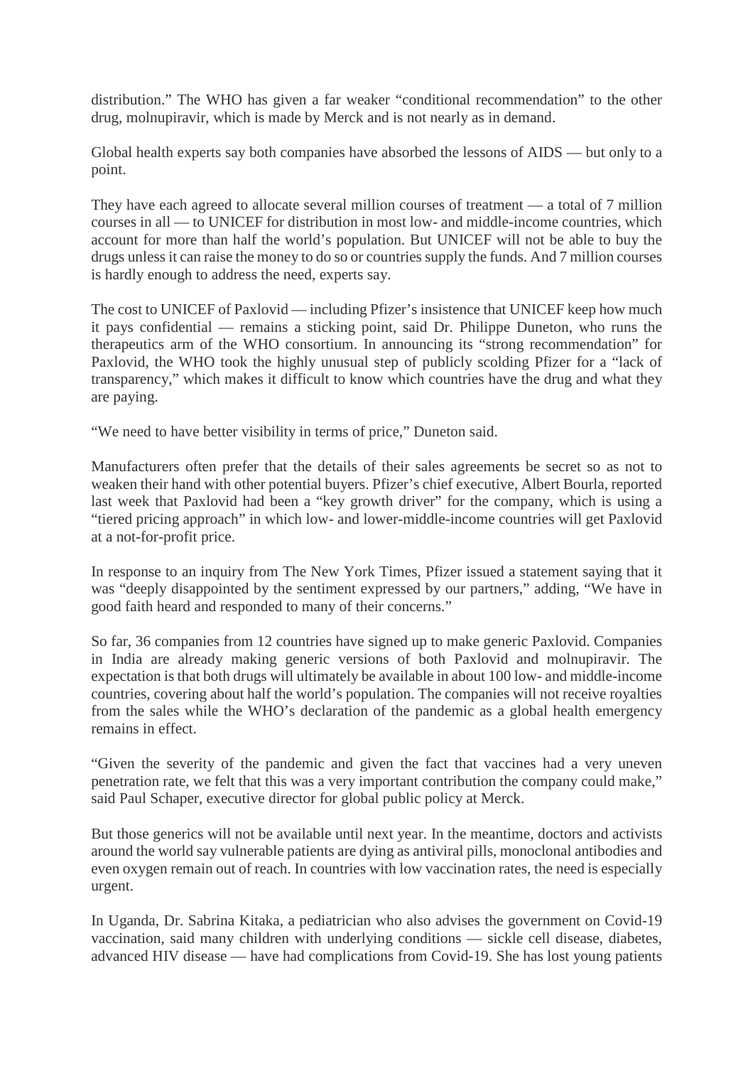distribution." The WHO has given a far weaker "conditional recommendation" to the other drug, molnupiravir, which is made by Merck and is not nearly as in demand.

Global health experts say both companies have absorbed the lessons of AIDS — but only to a point.

They have each agreed to allocate several million courses of treatment — a total of 7 million courses in all — to UNICEF for distribution in most low- and middle-income countries, which account for more than half the world's population. But UNICEF will not be able to buy the drugs unless it can raise the money to do so or countries supply the funds. And 7 million courses is hardly enough to address the need, experts say.

The cost to UNICEF of Paxlovid — including Pfizer's insistence that UNICEF keep how much it pays confidential — remains a sticking point, said Dr. Philippe Duneton, who runs the therapeutics arm of the WHO consortium. In announcing its "strong recommendation" for Paxlovid, the WHO took the highly unusual step of publicly scolding Pfizer for a "lack of transparency," which makes it difficult to know which countries have the drug and what they are paying.

"We need to have better visibility in terms of price," Duneton said.

Manufacturers often prefer that the details of their sales agreements be secret so as not to weaken their hand with other potential buyers. Pfizer's chief executive, Albert Bourla, reported last week that Paxlovid had been a "key growth driver" for the company, which is using a "tiered pricing approach" in which low- and lower-middle-income countries will get Paxlovid at a not-for-profit price.

In response to an inquiry from The New York Times, Pfizer issued a statement saying that it was "deeply disappointed by the sentiment expressed by our partners," adding, "We have in good faith heard and responded to many of their concerns."

So far, 36 companies from 12 countries have signed up to make generic Paxlovid. Companies in India are already making generic versions of both Paxlovid and molnupiravir. The expectation is that both drugs will ultimately be available in about 100 low- and middle-income countries, covering about half the world's population. The companies will not receive royalties from the sales while the WHO's declaration of the pandemic as a global health emergency remains in effect.

"Given the severity of the pandemic and given the fact that vaccines had a very uneven penetration rate, we felt that this was a very important contribution the company could make," said Paul Schaper, executive director for global public policy at Merck.

But those generics will not be available until next year. In the meantime, doctors and activists around the world say vulnerable patients are dying as antiviral pills, monoclonal antibodies and even oxygen remain out of reach. In countries with low vaccination rates, the need is especially urgent.

In Uganda, Dr. Sabrina Kitaka, a pediatrician who also advises the government on Covid-19 vaccination, said many children with underlying conditions — sickle cell disease, diabetes, advanced HIV disease — have had complications from Covid-19. She has lost young patients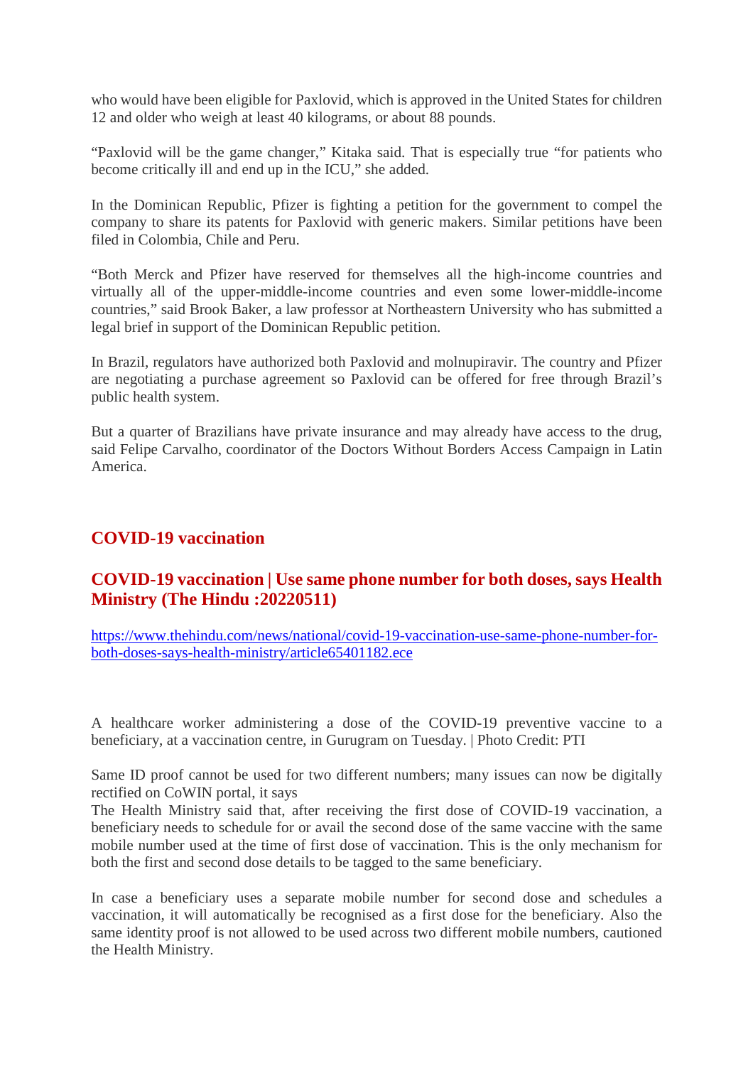who would have been eligible for Paxlovid, which is approved in the United States for children 12 and older who weigh at least 40 kilograms, or about 88 pounds.

“Paxlovid will be the game changer,” Kitaka said. That is especially true “for patients who become critically ill and end up in the ICU,” she added.

In the Dominican Republic, Pfizer is fighting a petition for the government to compel the company to share its patents for Paxlovid with generic makers. Similar petitions have been filed in Colombia, Chile and Peru.

“Both Merck and Pfizer have reserved for themselves all the high-income countries and virtually all of the upper-middle-income countries and even some lower-middle-income countries,” said Brook Baker, a law professor at Northeastern University who has submitted a legal brief in support of the Dominican Republic petition.

In Brazil, regulators have authorized both Paxlovid and molnupiravir. The country and Pfizer are negotiating a purchase agreement so Paxlovid can be offered for free through Brazil’s public health system.

But a quarter of Brazilians have private insurance and may already have access to the drug, said Felipe Carvalho, coordinator of the Doctors Without Borders Access Campaign in Latin America.

## COVID-19 vaccination

### COVID-19 vaccination | Use same phone number for both doses, says Health Ministry (The Hindu :20220511)

https://www.thehindu.com/news/national/covid-19-vaccination-use-same-phone-number-for-both-doses-says-health-ministry/article65401182.ece

A healthcare worker administering a dose of the COVID-19 preventive vaccine to a beneficiary, at a vaccination centre, in Gurugram on Tuesday. | Photo Credit: PTI

Same ID proof cannot be used for two different numbers; many issues can now be digitally rectified on CoWIN portal, it says

The Health Ministry said that, after receiving the first dose of COVID-19 vaccination, a beneficiary needs to schedule for or avail the second dose of the same vaccine with the same mobile number used at the time of first dose of vaccination. This is the only mechanism for both the first and second dose details to be tagged to the same beneficiary.

In case a beneficiary uses a separate mobile number for second dose and schedules a vaccination, it will automatically be recognised as a first dose for the beneficiary. Also the same identity proof is not allowed to be used across two different mobile numbers, cautioned the Health Ministry.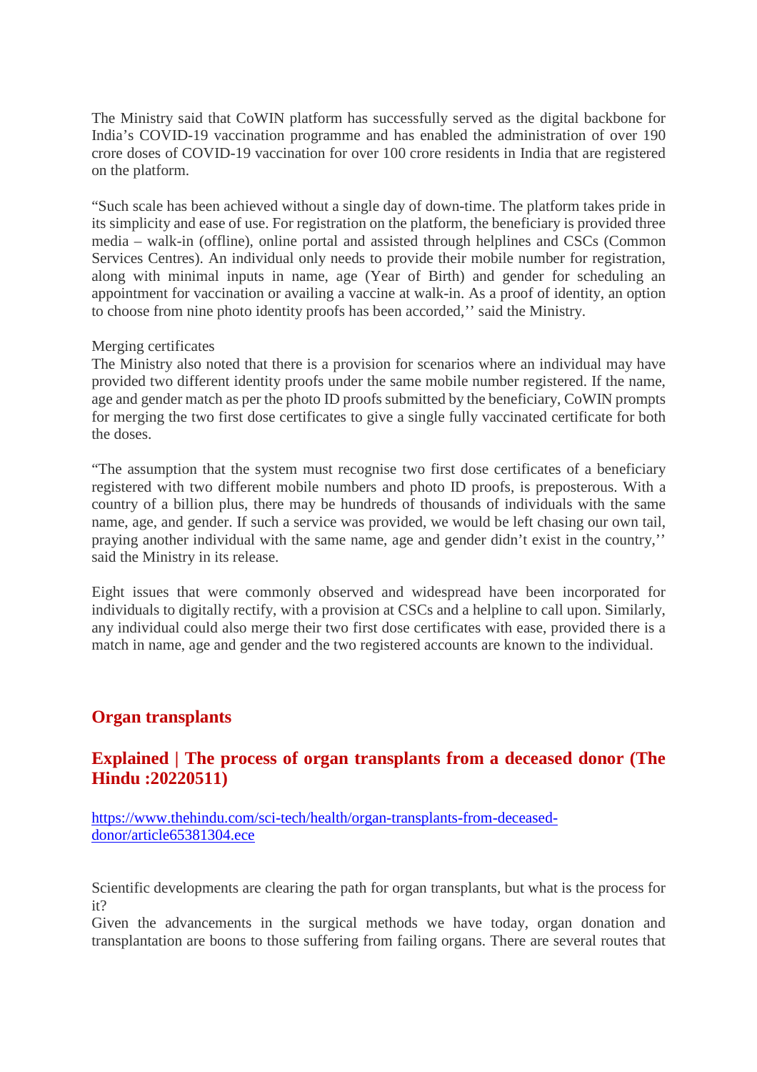The Ministry said that CoWIN platform has successfully served as the digital backbone for India's COVID-19 vaccination programme and has enabled the administration of over 190 crore doses of COVID-19 vaccination for over 100 crore residents in India that are registered on the platform.

"Such scale has been achieved without a single day of down-time. The platform takes pride in its simplicity and ease of use. For registration on the platform, the beneficiary is provided three media – walk-in (offline), online portal and assisted through helplines and CSCs (Common Services Centres). An individual only needs to provide their mobile number for registration, along with minimal inputs in name, age (Year of Birth) and gender for scheduling an appointment for vaccination or availing a vaccine at walk-in. As a proof of identity, an option to choose from nine photo identity proofs has been accorded,'' said the Ministry.

Merging certificates
The Ministry also noted that there is a provision for scenarios where an individual may have provided two different identity proofs under the same mobile number registered. If the name, age and gender match as per the photo ID proofs submitted by the beneficiary, CoWIN prompts for merging the two first dose certificates to give a single fully vaccinated certificate for both the doses.

"The assumption that the system must recognise two first dose certificates of a beneficiary registered with two different mobile numbers and photo ID proofs, is preposterous. With a country of a billion plus, there may be hundreds of thousands of individuals with the same name, age, and gender. If such a service was provided, we would be left chasing our own tail, praying another individual with the same name, age and gender didn't exist in the country,'' said the Ministry in its release.

Eight issues that were commonly observed and widespread have been incorporated for individuals to digitally rectify, with a provision at CSCs and a helpline to call upon. Similarly, any individual could also merge their two first dose certificates with ease, provided there is a match in name, age and gender and the two registered accounts are known to the individual.

## Organ transplants

## Explained | The process of organ transplants from a deceased donor (The Hindu :20220511)

https://www.thehindu.com/sci-tech/health/organ-transplants-from-deceased-donor/article65381304.ece

Scientific developments are clearing the path for organ transplants, but what is the process for it?
Given the advancements in the surgical methods we have today, organ donation and transplantation are boons to those suffering from failing organs. There are several routes that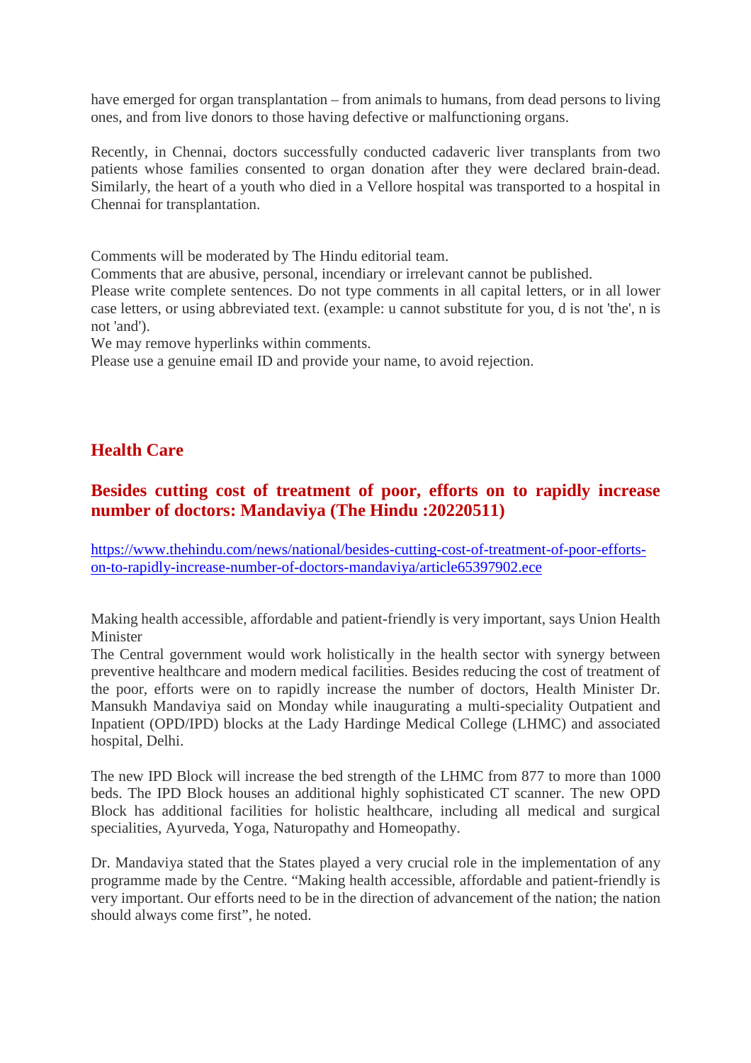have emerged for organ transplantation – from animals to humans, from dead persons to living ones, and from live donors to those having defective or malfunctioning organs.

Recently, in Chennai, doctors successfully conducted cadaveric liver transplants from two patients whose families consented to organ donation after they were declared brain-dead. Similarly, the heart of a youth who died in a Vellore hospital was transported to a hospital in Chennai for transplantation.

Comments will be moderated by The Hindu editorial team.
Comments that are abusive, personal, incendiary or irrelevant cannot be published.
Please write complete sentences. Do not type comments in all capital letters, or in all lower case letters, or using abbreviated text. (example: u cannot substitute for you, d is not 'the', n is not 'and').
We may remove hyperlinks within comments.
Please use a genuine email ID and provide your name, to avoid rejection.

## Health Care

### Besides cutting cost of treatment of poor, efforts on to rapidly increase number of doctors: Mandaviya (The Hindu :20220511)

https://www.thehindu.com/news/national/besides-cutting-cost-of-treatment-of-poor-efforts-on-to-rapidly-increase-number-of-doctors-mandaviya/article65397902.ece

Making health accessible, affordable and patient-friendly is very important, says Union Health Minister
The Central government would work holistically in the health sector with synergy between preventive healthcare and modern medical facilities. Besides reducing the cost of treatment of the poor, efforts were on to rapidly increase the number of doctors, Health Minister Dr. Mansukh Mandaviya said on Monday while inaugurating a multi-speciality Outpatient and Inpatient (OPD/IPD) blocks at the Lady Hardinge Medical College (LHMC) and associated hospital, Delhi.

The new IPD Block will increase the bed strength of the LHMC from 877 to more than 1000 beds. The IPD Block houses an additional highly sophisticated CT scanner. The new OPD Block has additional facilities for holistic healthcare, including all medical and surgical specialities, Ayurveda, Yoga, Naturopathy and Homeopathy.

Dr. Mandaviya stated that the States played a very crucial role in the implementation of any programme made by the Centre. "Making health accessible, affordable and patient-friendly is very important. Our efforts need to be in the direction of advancement of the nation; the nation should always come first", he noted.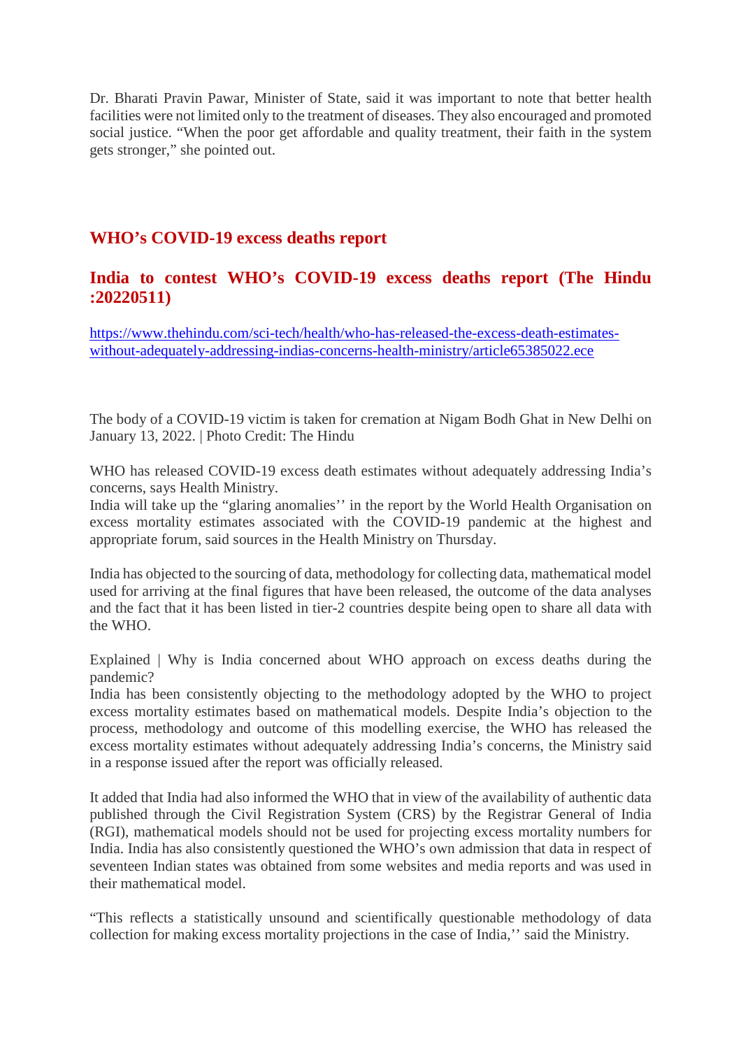Dr. Bharati Pravin Pawar, Minister of State, said it was important to note that better health facilities were not limited only to the treatment of diseases. They also encouraged and promoted social justice. "When the poor get affordable and quality treatment, their faith in the system gets stronger," she pointed out.

## WHO's COVID-19 excess deaths report

## India to contest WHO's COVID-19 excess deaths report (The Hindu :20220511)

https://www.thehindu.com/sci-tech/health/who-has-released-the-excess-death-estimates-without-adequately-addressing-indias-concerns-health-ministry/article65385022.ece

The body of a COVID-19 victim is taken for cremation at Nigam Bodh Ghat in New Delhi on January 13, 2022. | Photo Credit: The Hindu

WHO has released COVID-19 excess death estimates without adequately addressing India's concerns, says Health Ministry.
India will take up the "glaring anomalies'' in the report by the World Health Organisation on excess mortality estimates associated with the COVID-19 pandemic at the highest and appropriate forum, said sources in the Health Ministry on Thursday.

India has objected to the sourcing of data, methodology for collecting data, mathematical model used for arriving at the final figures that have been released, the outcome of the data analyses and the fact that it has been listed in tier-2 countries despite being open to share all data with the WHO.

Explained | Why is India concerned about WHO approach on excess deaths during the pandemic?
India has been consistently objecting to the methodology adopted by the WHO to project excess mortality estimates based on mathematical models. Despite India's objection to the process, methodology and outcome of this modelling exercise, the WHO has released the excess mortality estimates without adequately addressing India's concerns, the Ministry said in a response issued after the report was officially released.

It added that India had also informed the WHO that in view of the availability of authentic data published through the Civil Registration System (CRS) by the Registrar General of India (RGI), mathematical models should not be used for projecting excess mortality numbers for India. India has also consistently questioned the WHO's own admission that data in respect of seventeen Indian states was obtained from some websites and media reports and was used in their mathematical model.

"This reflects a statistically unsound and scientifically questionable methodology of data collection for making excess mortality projections in the case of India,'' said the Ministry.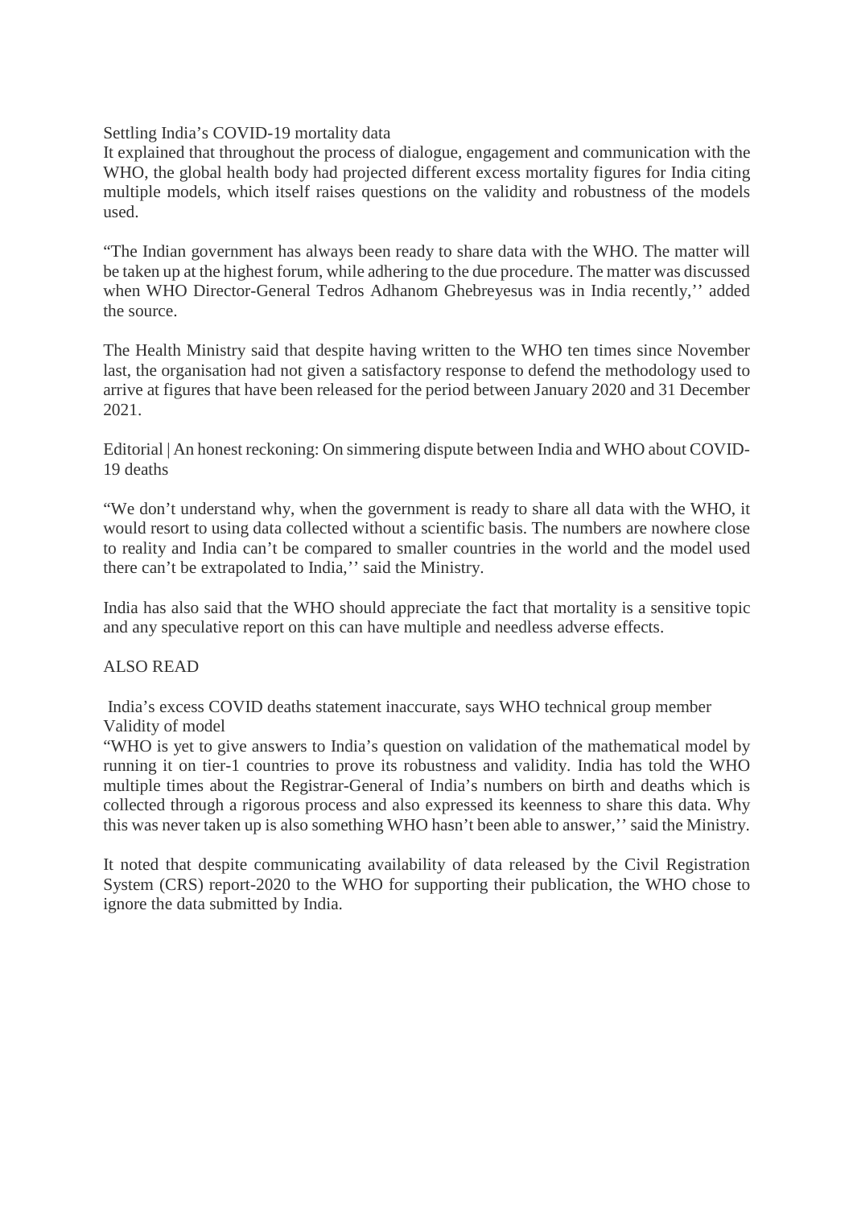Settling India's COVID-19 mortality data

It explained that throughout the process of dialogue, engagement and communication with the WHO, the global health body had projected different excess mortality figures for India citing multiple models, which itself raises questions on the validity and robustness of the models used.

"The Indian government has always been ready to share data with the WHO. The matter will be taken up at the highest forum, while adhering to the due procedure. The matter was discussed when WHO Director-General Tedros Adhanom Ghebreyesus was in India recently,'' added the source.

The Health Ministry said that despite having written to the WHO ten times since November last, the organisation had not given a satisfactory response to defend the methodology used to arrive at figures that have been released for the period between January 2020 and 31 December 2021.

Editorial | An honest reckoning: On simmering dispute between India and WHO about COVID-19 deaths

"We don't understand why, when the government is ready to share all data with the WHO, it would resort to using data collected without a scientific basis. The numbers are nowhere close to reality and India can't be compared to smaller countries in the world and the model used there can't be extrapolated to India,'' said the Ministry.

India has also said that the WHO should appreciate the fact that mortality is a sensitive topic and any speculative report on this can have multiple and needless adverse effects.

ALSO READ

India's excess COVID deaths statement inaccurate, says WHO technical group member

Validity of model

"WHO is yet to give answers to India's question on validation of the mathematical model by running it on tier-1 countries to prove its robustness and validity. India has told the WHO multiple times about the Registrar-General of India's numbers on birth and deaths which is collected through a rigorous process and also expressed its keenness to share this data. Why this was never taken up is also something WHO hasn't been able to answer,'' said the Ministry.

It noted that despite communicating availability of data released by the Civil Registration System (CRS) report-2020 to the WHO for supporting their publication, the WHO chose to ignore the data submitted by India.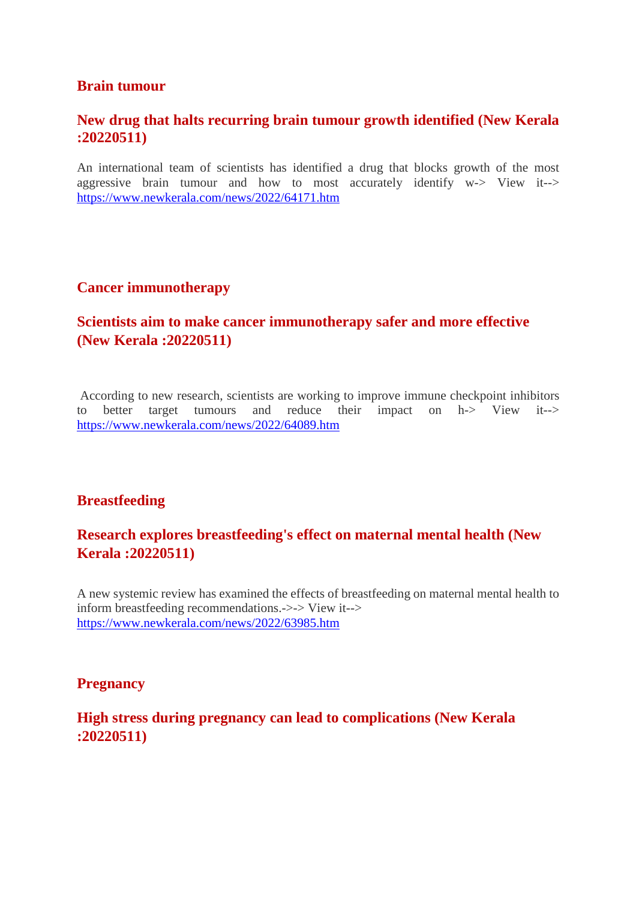## Brain tumour

### New drug that halts recurring brain tumour growth identified (New Kerala :20220511)

An international team of scientists has identified a drug that blocks growth of the most aggressive brain tumour and how to most accurately identify w-> View it--> https://www.newkerala.com/news/2022/64171.htm

## Cancer immunotherapy

### Scientists aim to make cancer immunotherapy safer and more effective (New Kerala :20220511)

According to new research, scientists are working to improve immune checkpoint inhibitors to better target tumours and reduce their impact on h-> View it--> https://www.newkerala.com/news/2022/64089.htm

## Breastfeeding

### Research explores breastfeeding's effect on maternal mental health (New Kerala :20220511)

A new systemic review has examined the effects of breastfeeding on maternal mental health to inform breastfeeding recommendations.->-> View it--> https://www.newkerala.com/news/2022/63985.htm

## Pregnancy

### High stress during pregnancy can lead to complications (New Kerala :20220511)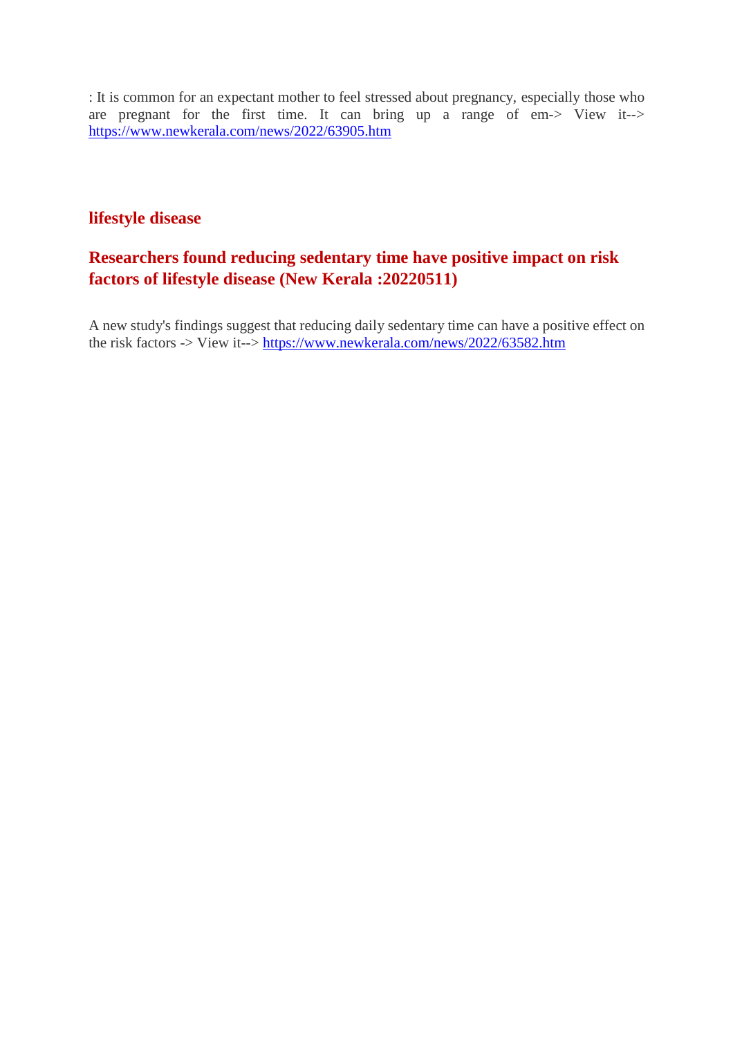: It is common for an expectant mother to feel stressed about pregnancy, especially those who are pregnant for the first time. It can bring up a range of em-> View it--> https://www.newkerala.com/news/2022/63905.htm

## lifestyle disease

### Researchers found reducing sedentary time have positive impact on risk factors of lifestyle disease (New Kerala :20220511)

A new study's findings suggest that reducing daily sedentary time can have a positive effect on the risk factors -> View it--> https://www.newkerala.com/news/2022/63582.htm